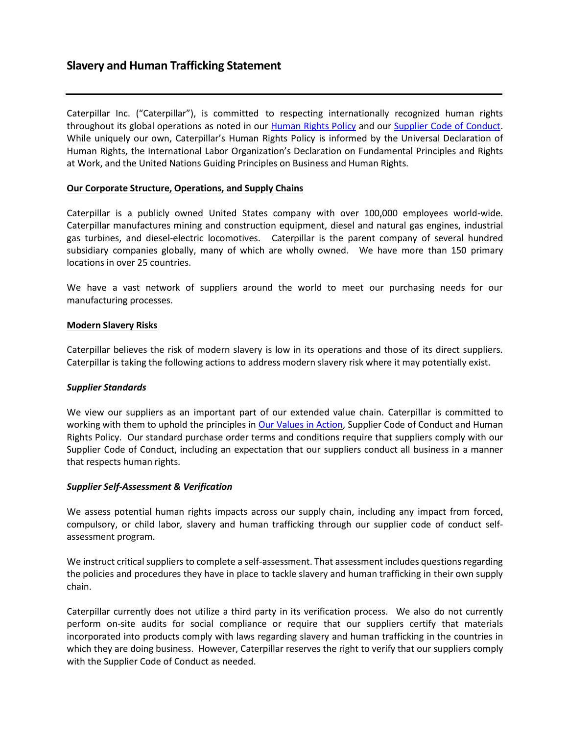# Slavery and Human Trafficking Statement

---

Caterpillar Inc. ("Caterpillar"), is committed to respecting internationally recognized human rights throughout its global operations as noted in our Human Rights Policy and our Supplier Code of Conduct. While uniquely our own, Caterpillar's Human Rights Policy is informed by the Universal Declaration of Human Rights, the International Labor Organization's Declaration on Fundamental Principles and Rights at Work, and the United Nations Guiding Principles on Business and Human Rights.

**Our Corporate Structure, Operations, and Supply Chains**

Caterpillar is a publicly owned United States company with over 100,000 employees world-wide. Caterpillar manufactures mining and construction equipment, diesel and natural gas engines, industrial gas turbines, and diesel-electric locomotives. Caterpillar is the parent company of several hundred subsidiary companies globally, many of which are wholly owned. We have more than 150 primary locations in over 25 countries.

We have a vast network of suppliers around the world to meet our purchasing needs for our manufacturing processes.

**Modern Slavery Risks**

Caterpillar believes the risk of modern slavery is low in its operations and those of its direct suppliers. Caterpillar is taking the following actions to address modern slavery risk where it may potentially exist.

***Supplier Standards***

We view our suppliers as an important part of our extended value chain. Caterpillar is committed to working with them to uphold the principles in Our Values in Action, Supplier Code of Conduct and Human Rights Policy. Our standard purchase order terms and conditions require that suppliers comply with our Supplier Code of Conduct, including an expectation that our suppliers conduct all business in a manner that respects human rights.

***Supplier Self-Assessment & Verification***

We assess potential human rights impacts across our supply chain, including any impact from forced, compulsory, or child labor, slavery and human trafficking through our supplier code of conduct self-assessment program.

We instruct critical suppliers to complete a self-assessment. That assessment includes questions regarding the policies and procedures they have in place to tackle slavery and human trafficking in their own supply chain.

Caterpillar currently does not utilize a third party in its verification process. We also do not currently perform on-site audits for social compliance or require that our suppliers certify that materials incorporated into products comply with laws regarding slavery and human trafficking in the countries in which they are doing business. However, Caterpillar reserves the right to verify that our suppliers comply with the Supplier Code of Conduct as needed.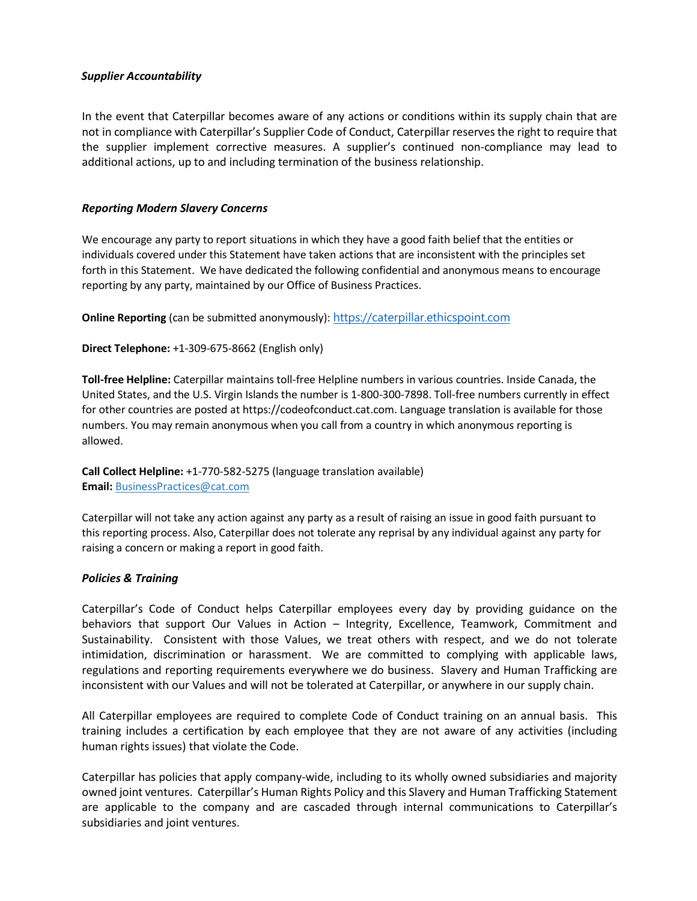### *Supplier Accountability*

In the event that Caterpillar becomes aware of any actions or conditions within its supply chain that are not in compliance with Caterpillar's Supplier Code of Conduct, Caterpillar reserves the right to require that the supplier implement corrective measures. A supplier's continued non-compliance may lead to additional actions, up to and including termination of the business relationship.

### *Reporting Modern Slavery Concerns*

We encourage any party to report situations in which they have a good faith belief that the entities or individuals covered under this Statement have taken actions that are inconsistent with the principles set forth in this Statement. We have dedicated the following confidential and anonymous means to encourage reporting by any party, maintained by our Office of Business Practices.

**Online Reporting** (can be submitted anonymously): https://caterpillar.ethicspoint.com

**Direct Telephone:** +1-309-675-8662 (English only)

**Toll-free Helpline:** Caterpillar maintains toll-free Helpline numbers in various countries. Inside Canada, the United States, and the U.S. Virgin Islands the number is 1-800-300-7898. Toll-free numbers currently in effect for other countries are posted at https://codeofconduct.cat.com. Language translation is available for those numbers. You may remain anonymous when you call from a country in which anonymous reporting is allowed.

**Call Collect Helpline:** +1-770-582-5275 (language translation available)
**Email:** BusinessPractices@cat.com

Caterpillar will not take any action against any party as a result of raising an issue in good faith pursuant to this reporting process. Also, Caterpillar does not tolerate any reprisal by any individual against any party for raising a concern or making a report in good faith.

### *Policies & Training*

Caterpillar's Code of Conduct helps Caterpillar employees every day by providing guidance on the behaviors that support Our Values in Action – Integrity, Excellence, Teamwork, Commitment and Sustainability. Consistent with those Values, we treat others with respect, and we do not tolerate intimidation, discrimination or harassment. We are committed to complying with applicable laws, regulations and reporting requirements everywhere we do business. Slavery and Human Trafficking are inconsistent with our Values and will not be tolerated at Caterpillar, or anywhere in our supply chain.

All Caterpillar employees are required to complete Code of Conduct training on an annual basis. This training includes a certification by each employee that they are not aware of any activities (including human rights issues) that violate the Code.

Caterpillar has policies that apply company-wide, including to its wholly owned subsidiaries and majority owned joint ventures. Caterpillar's Human Rights Policy and this Slavery and Human Trafficking Statement are applicable to the company and are cascaded through internal communications to Caterpillar's subsidiaries and joint ventures.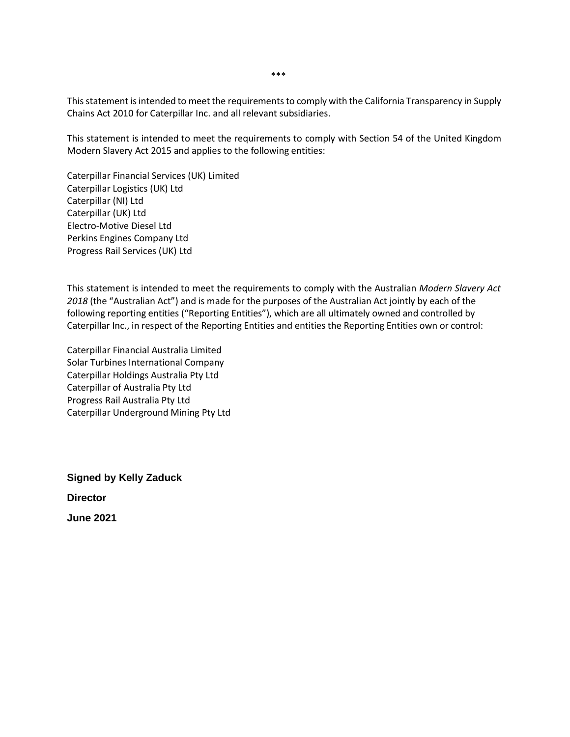***

This statement is intended to meet the requirements to comply with the California Transparency in Supply Chains Act 2010 for Caterpillar Inc. and all relevant subsidiaries.

This statement is intended to meet the requirements to comply with Section 54 of the United Kingdom Modern Slavery Act 2015 and applies to the following entities:

Caterpillar Financial Services (UK) Limited
Caterpillar Logistics (UK) Ltd
Caterpillar (NI) Ltd
Caterpillar (UK) Ltd
Electro-Motive Diesel Ltd
Perkins Engines Company Ltd
Progress Rail Services (UK) Ltd

This statement is intended to meet the requirements to comply with the Australian *Modern Slavery Act 2018* (the "Australian Act") and is made for the purposes of the Australian Act jointly by each of the following reporting entities ("Reporting Entities"), which are all ultimately owned and controlled by Caterpillar Inc., in respect of the Reporting Entities and entities the Reporting Entities own or control:

Caterpillar Financial Australia Limited
Solar Turbines International Company
Caterpillar Holdings Australia Pty Ltd
Caterpillar of Australia Pty Ltd
Progress Rail Australia Pty Ltd
Caterpillar Underground Mining Pty Ltd

**Signed by Kelly Zaduck**

**Director**

**June 2021**